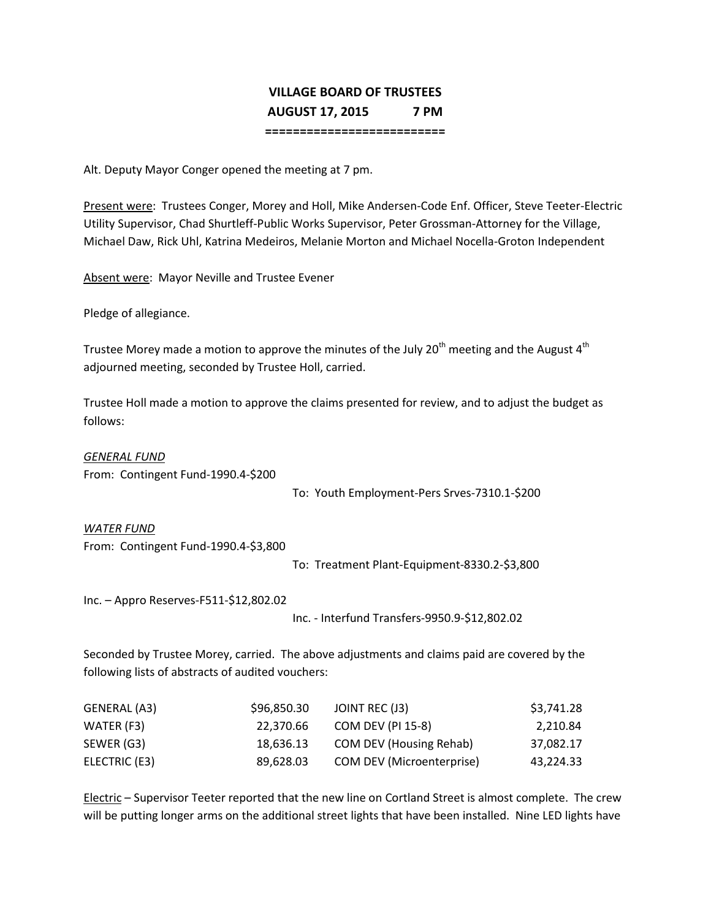# VILLAGE BOARD OF TRUSTEES

## AUGUST 17, 2015 7 PM

=========================

Alt. Deputy Mayor Conger opened the meeting at 7 pm.

Present were: Trustees Conger, Morey and Holl, Mike Andersen-Code Enf. Officer, Steve Teeter-Electric Utility Supervisor, Chad Shurtleff-Public Works Supervisor, Peter Grossman-Attorney for the Village, Michael Daw, Rick Uhl, Katrina Medeiros, Melanie Morton and Michael Nocella-Groton Independent

Absent were: Mayor Neville and Trustee Evener

Pledge of allegiance.

Trustee Morey made a motion to approve the minutes of the July 20th meeting and the August 4th adjourned meeting, seconded by Trustee Holl, carried.

Trustee Holl made a motion to approve the claims presented for review, and to adjust the budget as follows:

*GENERAL FUND*

From: Contingent Fund-1990.4-$200

To: Youth Employment-Pers Srves-7310.1-$200

*WATER FUND*

From: Contingent Fund-1990.4-$3,800

To: Treatment Plant-Equipment-8330.2-$3,800

Inc. – Appro Reserves-F511-$12,802.02

Inc. - Interfund Transfers-9950.9-$12,802.02

Seconded by Trustee Morey, carried. The above adjustments and claims paid are covered by the following lists of abstracts of audited vouchers:

| | | | |
|---|---|---|---|
| GENERAL (A3) | $96,850.30 | JOINT REC (J3) | $3,741.28 |
| WATER (F3) | 22,370.66 | COM DEV (PI 15-8) | 2,210.84 |
| SEWER (G3) | 18,636.13 | COM DEV (Housing Rehab) | 37,082.17 |
| ELECTRIC (E3) | 89,628.03 | COM DEV (Microenterprise) | 43,224.33 |

Electric – Supervisor Teeter reported that the new line on Cortland Street is almost complete. The crew will be putting longer arms on the additional street lights that have been installed. Nine LED lights have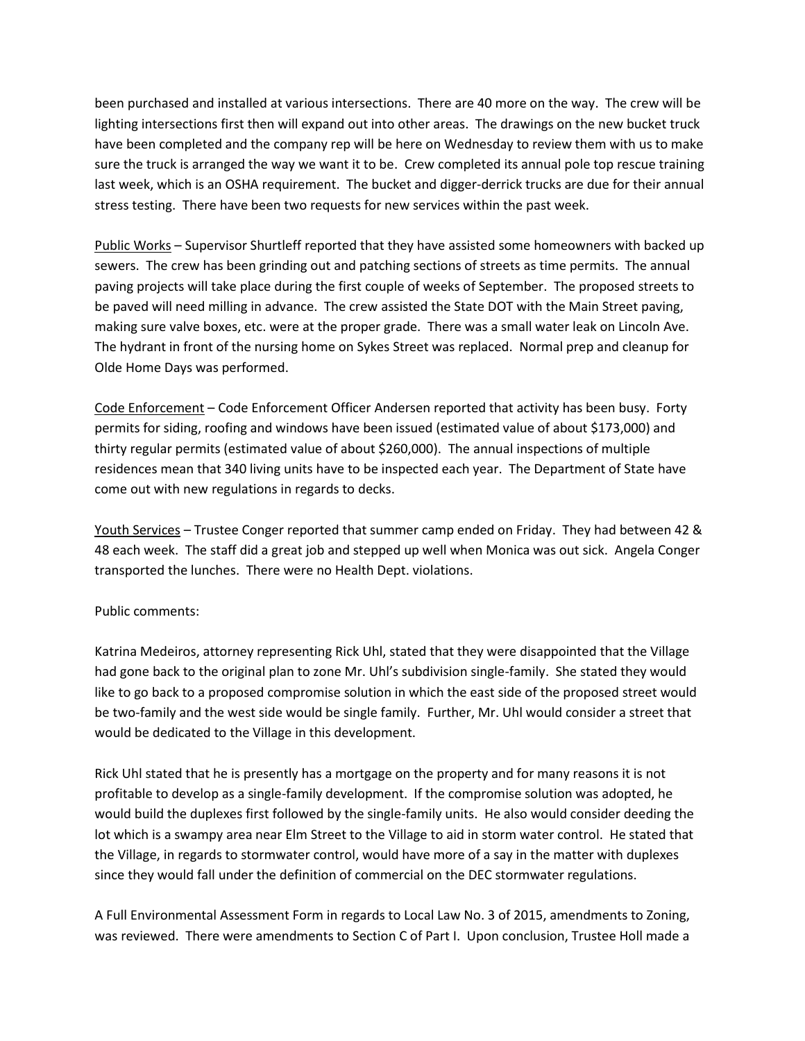been purchased and installed at various intersections. There are 40 more on the way. The crew will be lighting intersections first then will expand out into other areas. The drawings on the new bucket truck have been completed and the company rep will be here on Wednesday to review them with us to make sure the truck is arranged the way we want it to be. Crew completed its annual pole top rescue training last week, which is an OSHA requirement. The bucket and digger-derrick trucks are due for their annual stress testing. There have been two requests for new services within the past week.

<u>Public Works</u> – Supervisor Shurtleff reported that they have assisted some homeowners with backed up sewers. The crew has been grinding out and patching sections of streets as time permits. The annual paving projects will take place during the first couple of weeks of September. The proposed streets to be paved will need milling in advance. The crew assisted the State DOT with the Main Street paving, making sure valve boxes, etc. were at the proper grade. There was a small water leak on Lincoln Ave. The hydrant in front of the nursing home on Sykes Street was replaced. Normal prep and cleanup for Olde Home Days was performed.

<u>Code Enforcement</u> – Code Enforcement Officer Andersen reported that activity has been busy. Forty permits for siding, roofing and windows have been issued (estimated value of about $173,000) and thirty regular permits (estimated value of about $260,000). The annual inspections of multiple residences mean that 340 living units have to be inspected each year. The Department of State have come out with new regulations in regards to decks.

<u>Youth Services</u> – Trustee Conger reported that summer camp ended on Friday. They had between 42 & 48 each week. The staff did a great job and stepped up well when Monica was out sick. Angela Conger transported the lunches. There were no Health Dept. violations.

Public comments:

Katrina Medeiros, attorney representing Rick Uhl, stated that they were disappointed that the Village had gone back to the original plan to zone Mr. Uhl's subdivision single-family. She stated they would like to go back to a proposed compromise solution in which the east side of the proposed street would be two-family and the west side would be single family. Further, Mr. Uhl would consider a street that would be dedicated to the Village in this development.

Rick Uhl stated that he is presently has a mortgage on the property and for many reasons it is not profitable to develop as a single-family development. If the compromise solution was adopted, he would build the duplexes first followed by the single-family units. He also would consider deeding the lot which is a swampy area near Elm Street to the Village to aid in storm water control. He stated that the Village, in regards to stormwater control, would have more of a say in the matter with duplexes since they would fall under the definition of commercial on the DEC stormwater regulations.

A Full Environmental Assessment Form in regards to Local Law No. 3 of 2015, amendments to Zoning, was reviewed. There were amendments to Section C of Part I. Upon conclusion, Trustee Holl made a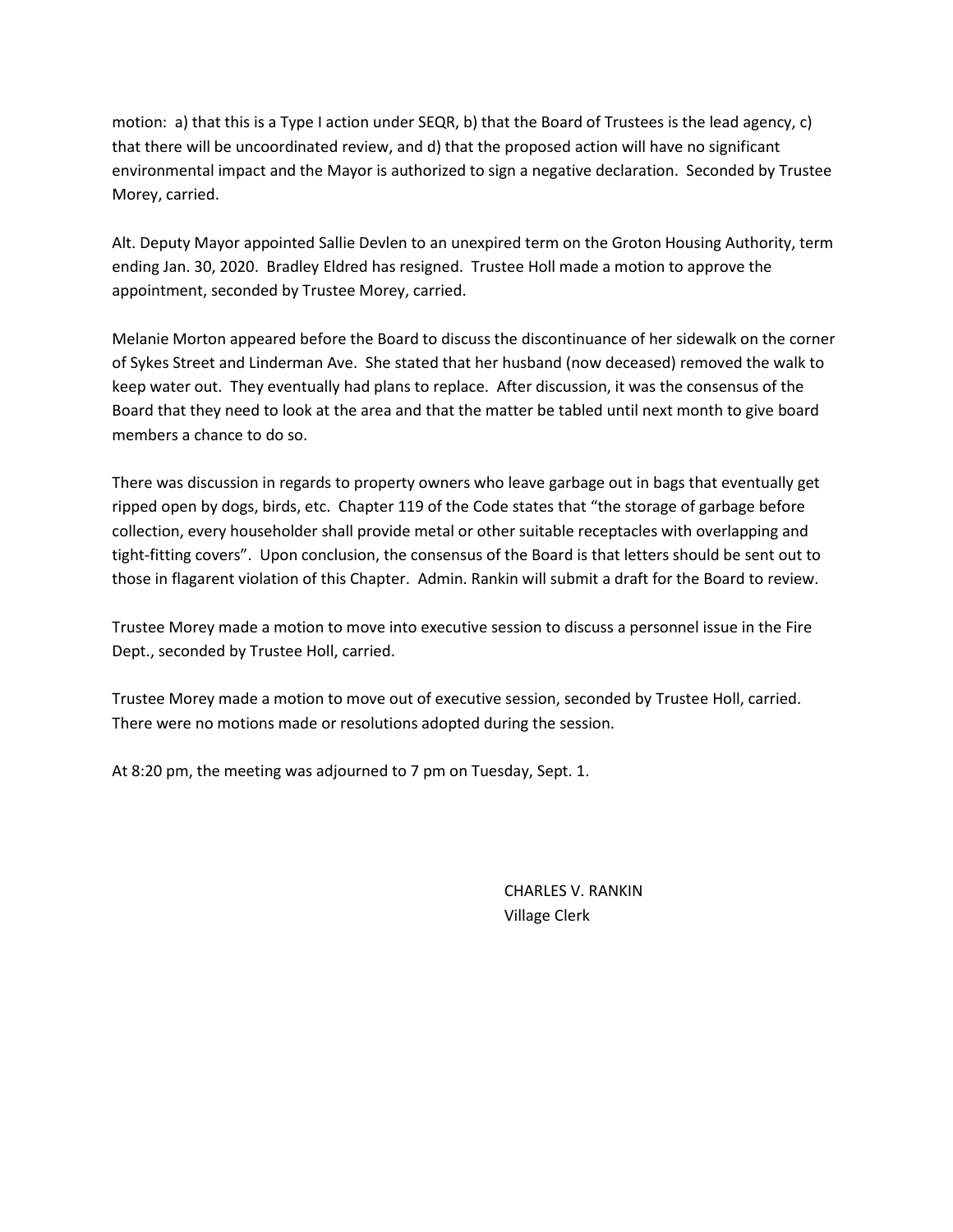motion: a) that this is a Type I action under SEQR, b) that the Board of Trustees is the lead agency, c) that there will be uncoordinated review, and d) that the proposed action will have no significant environmental impact and the Mayor is authorized to sign a negative declaration. Seconded by Trustee Morey, carried.

Alt. Deputy Mayor appointed Sallie Devlen to an unexpired term on the Groton Housing Authority, term ending Jan. 30, 2020. Bradley Eldred has resigned. Trustee Holl made a motion to approve the appointment, seconded by Trustee Morey, carried.

Melanie Morton appeared before the Board to discuss the discontinuance of her sidewalk on the corner of Sykes Street and Linderman Ave. She stated that her husband (now deceased) removed the walk to keep water out. They eventually had plans to replace. After discussion, it was the consensus of the Board that they need to look at the area and that the matter be tabled until next month to give board members a chance to do so.

There was discussion in regards to property owners who leave garbage out in bags that eventually get ripped open by dogs, birds, etc. Chapter 119 of the Code states that "the storage of garbage before collection, every householder shall provide metal or other suitable receptacles with overlapping and tight-fitting covers". Upon conclusion, the consensus of the Board is that letters should be sent out to those in flagarent violation of this Chapter. Admin. Rankin will submit a draft for the Board to review.

Trustee Morey made a motion to move into executive session to discuss a personnel issue in the Fire Dept., seconded by Trustee Holl, carried.

Trustee Morey made a motion to move out of executive session, seconded by Trustee Holl, carried. There were no motions made or resolutions adopted during the session.

At 8:20 pm, the meeting was adjourned to 7 pm on Tuesday, Sept. 1.

CHARLES V. RANKIN
Village Clerk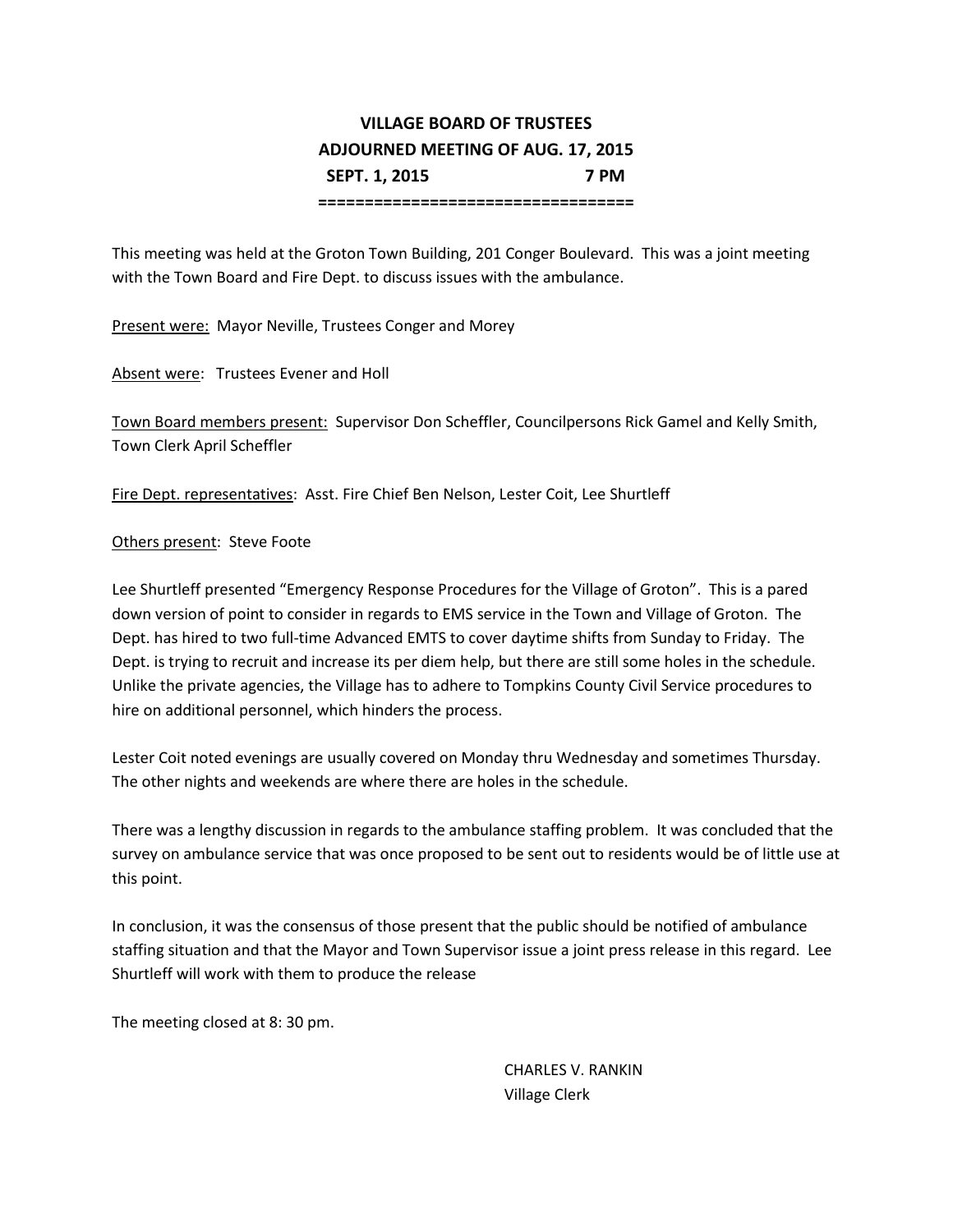**VILLAGE BOARD OF TRUSTEES**
**ADJOURNED MEETING OF AUG. 17, 2015**
**SEPT. 1, 2015 7 PM**
**==================================**

This meeting was held at the Groton Town Building, 201 Conger Boulevard. This was a joint meeting with the Town Board and Fire Dept. to discuss issues with the ambulance.

Present were: Mayor Neville, Trustees Conger and Morey

Absent were: Trustees Evener and Holl

Town Board members present: Supervisor Don Scheffler, Councilpersons Rick Gamel and Kelly Smith, Town Clerk April Scheffler

Fire Dept. representatives: Asst. Fire Chief Ben Nelson, Lester Coit, Lee Shurtleff

Others present: Steve Foote

Lee Shurtleff presented "Emergency Response Procedures for the Village of Groton". This is a pared down version of point to consider in regards to EMS service in the Town and Village of Groton. The Dept. has hired to two full-time Advanced EMTS to cover daytime shifts from Sunday to Friday. The Dept. is trying to recruit and increase its per diem help, but there are still some holes in the schedule. Unlike the private agencies, the Village has to adhere to Tompkins County Civil Service procedures to hire on additional personnel, which hinders the process.

Lester Coit noted evenings are usually covered on Monday thru Wednesday and sometimes Thursday. The other nights and weekends are where there are holes in the schedule.

There was a lengthy discussion in regards to the ambulance staffing problem. It was concluded that the survey on ambulance service that was once proposed to be sent out to residents would be of little use at this point.

In conclusion, it was the consensus of those present that the public should be notified of ambulance staffing situation and that the Mayor and Town Supervisor issue a joint press release in this regard. Lee Shurtleff will work with them to produce the release

The meeting closed at 8: 30 pm.

CHARLES V. RANKIN
Village Clerk